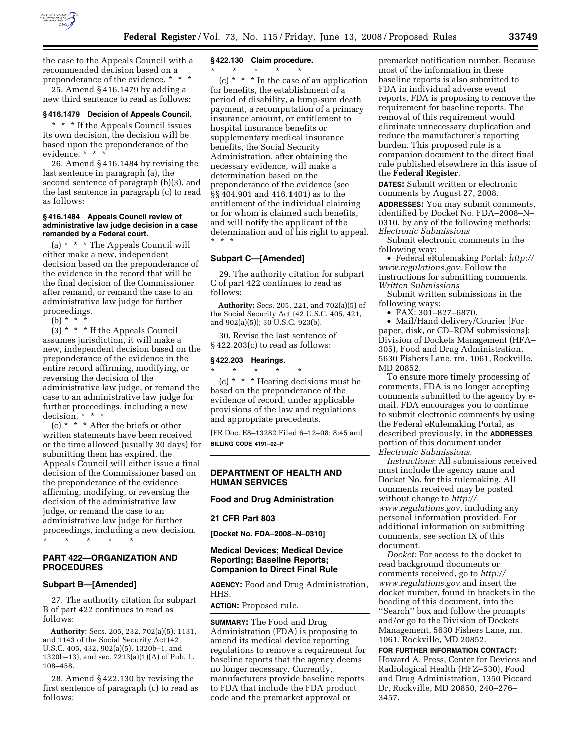the case to the Appeals Council with a recommended decision based on a preponderance of the evidence. * * *

25. Amend § 416.1479 by adding a new third sentence to read as follows:

**§ 416.1479 Decision of Appeals Council.**

* * * If the Appeals Council issues its own decision, the decision will be based upon the preponderance of the evidence. * * *

26. Amend § 416.1484 by revising the last sentence in paragraph (a), the second sentence of paragraph (b)(3), and the last sentence in paragraph (c) to read as follows:

**§ 416.1484 Appeals Council review of administrative law judge decision in a case remanded by a Federal court.**

(a) * * * The Appeals Council will either make a new, independent decision based on the preponderance of the evidence in the record that will be the final decision of the Commissioner after remand, or remand the case to an administrative law judge for further proceedings.

(b) * * *

(3) * * * If the Appeals Council assumes jurisdiction, it will make a new, independent decision based on the preponderance of the evidence in the entire record affirming, modifying, or reversing the decision of the administrative law judge, or remand the case to an administrative law judge for further proceedings, including a new decision. * * *

(c) * * * After the briefs or other written statements have been received or the time allowed (usually 30 days) for submitting them has expired, the Appeals Council will either issue a final decision of the Commissioner based on the preponderance of the evidence affirming, modifying, or reversing the decision of the administrative law judge, or remand the case to an administrative law judge for further proceedings, including a new decision.

* * * * *

## PART 422—ORGANIZATION AND PROCEDURES

### Subpart B—[Amended]

27. The authority citation for subpart B of part 422 continues to read as follows:

**Authority:** Secs. 205, 232, 702(a)(5), 1131, and 1143 of the Social Security Act (42 U.S.C. 405, 432, 902(a)(5), 1320b–1, and 1320b–13), and sec. 7213(a)(1)(A) of Pub. L. 108–458.

28. Amend § 422.130 by revising the first sentence of paragraph (c) to read as follows:

**§ 422.130 Claim procedure.**

* * * * *

(c) * * * In the case of an application for benefits, the establishment of a period of disability, a lump-sum death payment, a recomputation of a primary insurance amount, or entitlement to hospital insurance benefits or supplementary medical insurance benefits, the Social Security Administration, after obtaining the necessary evidence, will make a determination based on the preponderance of the evidence (see §§ 404.901 and 416.1401) as to the entitlement of the individual claiming or for whom is claimed such benefits, and will notify the applicant of the determination and of his right to appeal. * * *

### Subpart C—[Amended]

29. The authority citation for subpart C of part 422 continues to read as follows:

**Authority:** Secs. 205, 221, and 702(a)(5) of the Social Security Act (42 U.S.C. 405, 421, and 902(a)(5)); 30 U.S.C. 923(b).

30. Revise the last sentence of § 422.203(c) to read as follows:

**§ 422.203 Hearings.**

* * * * *

(c) * * * Hearing decisions must be based on the preponderance of the evidence of record, under applicable provisions of the law and regulations and appropriate precedents.

[FR Doc. E8–13282 Filed 6–12–08; 8:45 am]

**BILLING CODE 4191–02–P**

---

## DEPARTMENT OF HEALTH AND HUMAN SERVICES

### Food and Drug Administration

### 21 CFR Part 803

**[Docket No. FDA–2008–N–0310]**

### Medical Devices; Medical Device Reporting; Baseline Reports; Companion to Direct Final Rule

**AGENCY:** Food and Drug Administration, HHS.

**ACTION:** Proposed rule.

**SUMMARY:** The Food and Drug Administration (FDA) is proposing to amend its medical device reporting regulations to remove a requirement for baseline reports that the agency deems no longer necessary. Currently, manufacturers provide baseline reports to FDA that include the FDA product code and the premarket approval or premarket notification number. Because most of the information in these baseline reports is also submitted to FDA in individual adverse event reports, FDA is proposing to remove the requirement for baseline reports. The removal of this requirement would eliminate unnecessary duplication and reduce the manufacturer's reporting burden. This proposed rule is a companion document to the direct final rule published elsewhere in this issue of the **Federal Register**.

**DATES:** Submit written or electronic comments by August 27, 2008.

**ADDRESSES:** You may submit comments, identified by Docket No. FDA–2008–N–0310, by any of the following methods:

*Electronic Submissions*

Submit electronic comments in the following way:

- Federal eRulemaking Portal: *http://www.regulations.gov*. Follow the instructions for submitting comments.

*Written Submissions*

Submit written submissions in the following ways:

- FAX: 301–827–6870.
- Mail/Hand delivery/Courier [For paper, disk, or CD–ROM submissions]: Division of Dockets Management (HFA–305), Food and Drug Administration, 5630 Fishers Lane, rm. 1061, Rockville, MD 20852.

To ensure more timely processing of comments, FDA is no longer accepting comments submitted to the agency by e-mail. FDA encourages you to continue to submit electronic comments by using the Federal eRulemaking Portal, as described previously, in the **ADDRESSES** portion of this document under *Electronic Submissions*.

*Instructions*: All submissions received must include the agency name and Docket No. for this rulemaking. All comments received may be posted without change to *http://www.regulations.gov*, including any personal information provided. For additional information on submitting comments, see section IX of this document.

*Docket*: For access to the docket to read background documents or comments received, go to *http://www.regulations.gov* and insert the docket number, found in brackets in the heading of this document, into the "Search" box and follow the prompts and/or go to the Division of Dockets Management, 5630 Fishers Lane, rm. 1061, Rockville, MD 20852.

**FOR FURTHER INFORMATION CONTACT:** Howard A. Press, Center for Devices and Radiological Health (HFZ–530), Food and Drug Administration, 1350 Piccard Dr, Rockville, MD 20850, 240–276–3457.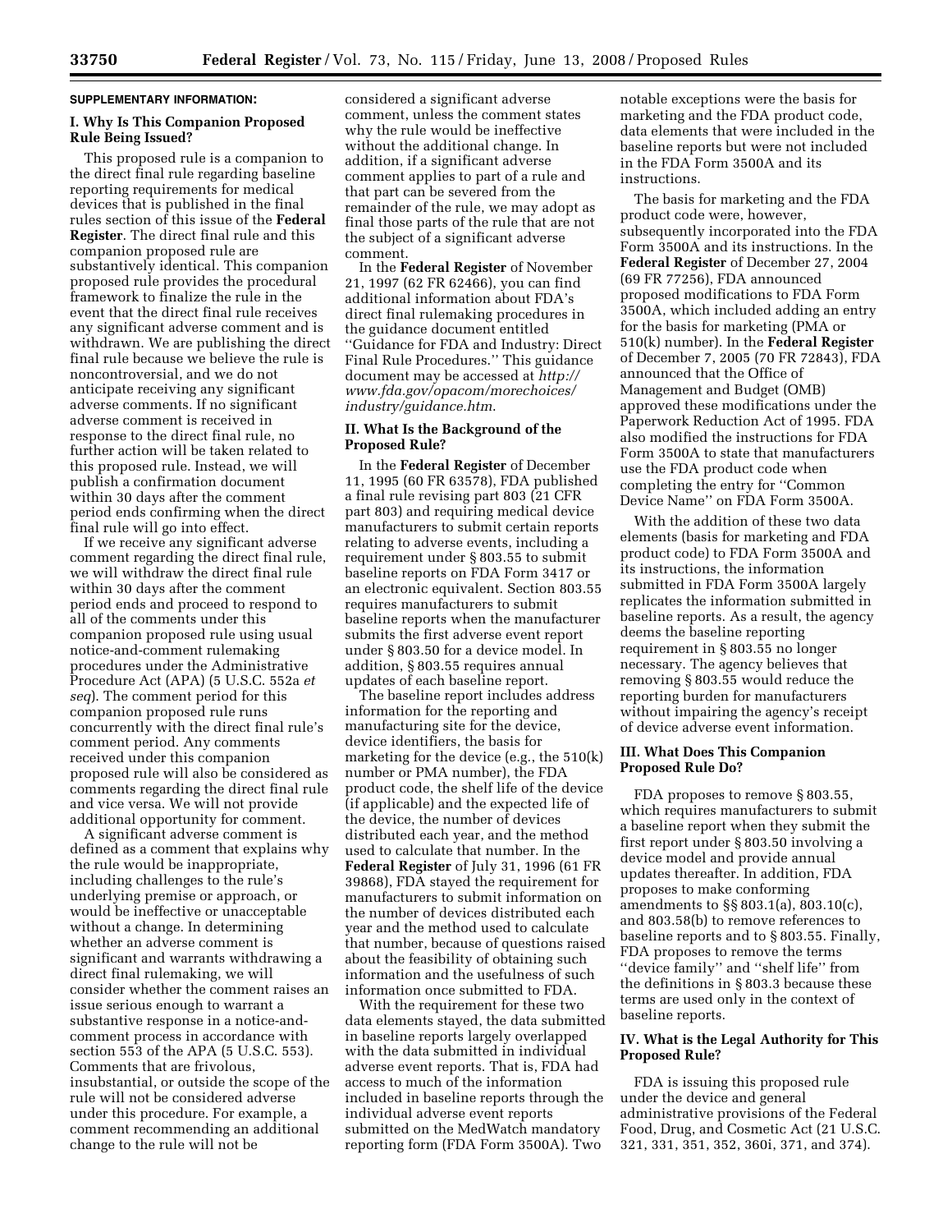**SUPPLEMENTARY INFORMATION:**

## I. Why Is This Companion Proposed Rule Being Issued?

This proposed rule is a companion to the direct final rule regarding baseline reporting requirements for medical devices that is published in the final rules section of this issue of the **Federal Register**. The direct final rule and this companion proposed rule are substantively identical. This companion proposed rule provides the procedural framework to finalize the rule in the event that the direct final rule receives any significant adverse comment and is withdrawn. We are publishing the direct final rule because we believe the rule is noncontroversial, and we do not anticipate receiving any significant adverse comments. If no significant adverse comment is received in response to the direct final rule, no further action will be taken related to this proposed rule. Instead, we will publish a confirmation document within 30 days after the comment period ends confirming when the direct final rule will go into effect.

If we receive any significant adverse comment regarding the direct final rule, we will withdraw the direct final rule within 30 days after the comment period ends and proceed to respond to all of the comments under this companion proposed rule using usual notice-and-comment rulemaking procedures under the Administrative Procedure Act (APA) (5 U.S.C. 552a *et seq*). The comment period for this companion proposed rule runs concurrently with the direct final rule's comment period. Any comments received under this companion proposed rule will also be considered as comments regarding the direct final rule and vice versa. We will not provide additional opportunity for comment.

A significant adverse comment is defined as a comment that explains why the rule would be inappropriate, including challenges to the rule's underlying premise or approach, or would be ineffective or unacceptable without a change. In determining whether an adverse comment is significant and warrants withdrawing a direct final rulemaking, we will consider whether the comment raises an issue serious enough to warrant a substantive response in a notice-and-comment process in accordance with section 553 of the APA (5 U.S.C. 553). Comments that are frivolous, insubstantial, or outside the scope of the rule will not be considered adverse under this procedure. For example, a comment recommending an additional change to the rule will not be considered a significant adverse comment, unless the comment states why the rule would be ineffective without the additional change. In addition, if a significant adverse comment applies to part of a rule and that part can be severed from the remainder of the rule, we may adopt as final those parts of the rule that are not the subject of a significant adverse comment.

In the **Federal Register** of November 21, 1997 (62 FR 62466), you can find additional information about FDA's direct final rulemaking procedures in the guidance document entitled "Guidance for FDA and Industry: Direct Final Rule Procedures." This guidance document may be accessed at *http://www.fda.gov/opacom/morechoices/industry/guidance.htm*.

## II. What Is the Background of the Proposed Rule?

In the **Federal Register** of December 11, 1995 (60 FR 63578), FDA published a final rule revising part 803 (21 CFR part 803) and requiring medical device manufacturers to submit certain reports relating to adverse events, including a requirement under § 803.55 to submit baseline reports on FDA Form 3417 or an electronic equivalent. Section 803.55 requires manufacturers to submit baseline reports when the manufacturer submits the first adverse event report under § 803.50 for a device model. In addition, § 803.55 requires annual updates of each baseline report.

The baseline report includes address information for the reporting and manufacturing site for the device, device identifiers, the basis for marketing for the device (e.g., the 510(k) number or PMA number), the FDA product code, the shelf life of the device (if applicable) and the expected life of the device, the number of devices distributed each year, and the method used to calculate that number. In the **Federal Register** of July 31, 1996 (61 FR 39868), FDA stayed the requirement for manufacturers to submit information on the number of devices distributed each year and the method used to calculate that number, because of questions raised about the feasibility of obtaining such information and the usefulness of such information once submitted to FDA.

With the requirement for these two data elements stayed, the data submitted in baseline reports largely overlapped with the data submitted in individual adverse event reports. That is, FDA had access to much of the information included in baseline reports through the individual adverse event reports submitted on the MedWatch mandatory reporting form (FDA Form 3500A). Two notable exceptions were the basis for marketing and the FDA product code, data elements that were included in the baseline reports but were not included in the FDA Form 3500A and its instructions.

The basis for marketing and the FDA product code were, however, subsequently incorporated into the FDA Form 3500A and its instructions. In the **Federal Register** of December 27, 2004 (69 FR 77256), FDA announced proposed modifications to FDA Form 3500A, which included adding an entry for the basis for marketing (PMA or 510(k) number). In the **Federal Register** of December 7, 2005 (70 FR 72843), FDA announced that the Office of Management and Budget (OMB) approved these modifications under the Paperwork Reduction Act of 1995. FDA also modified the instructions for FDA Form 3500A to state that manufacturers use the FDA product code when completing the entry for "Common Device Name" on FDA Form 3500A.

With the addition of these two data elements (basis for marketing and FDA product code) to FDA Form 3500A and its instructions, the information submitted in FDA Form 3500A largely replicates the information submitted in baseline reports. As a result, the agency deems the baseline reporting requirement in § 803.55 no longer necessary. The agency believes that removing § 803.55 would reduce the reporting burden for manufacturers without impairing the agency's receipt of device adverse event information.

## III. What Does This Companion Proposed Rule Do?

FDA proposes to remove § 803.55, which requires manufacturers to submit a baseline report when they submit the first report under § 803.50 involving a device model and provide annual updates thereafter. In addition, FDA proposes to make conforming amendments to §§ 803.1(a), 803.10(c), and 803.58(b) to remove references to baseline reports and to § 803.55. Finally, FDA proposes to remove the terms "device family" and "shelf life" from the definitions in § 803.3 because these terms are used only in the context of baseline reports.

## IV. What is the Legal Authority for This Proposed Rule?

FDA is issuing this proposed rule under the device and general administrative provisions of the Federal Food, Drug, and Cosmetic Act (21 U.S.C. 321, 331, 351, 352, 360i, 371, and 374).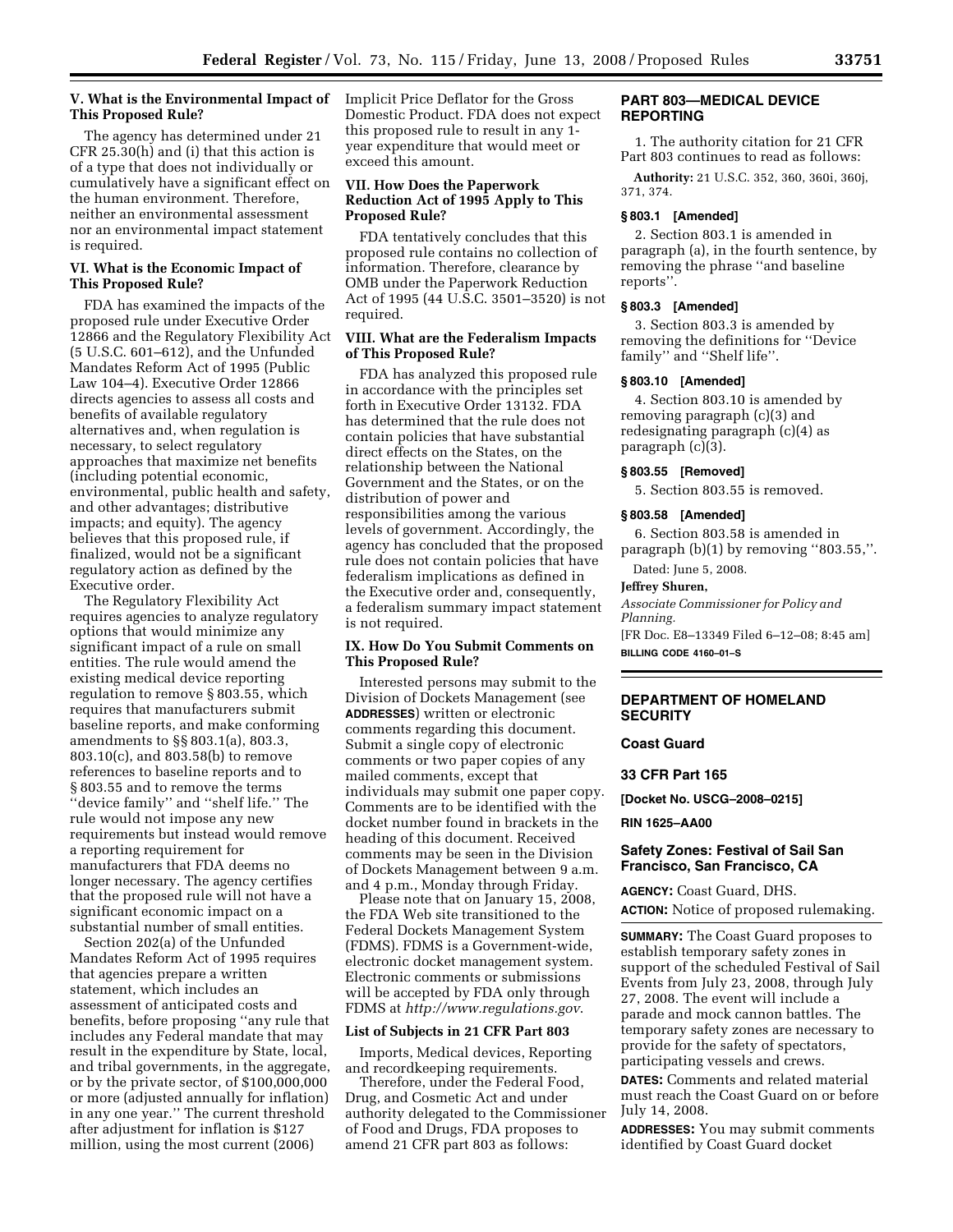## V. What is the Environmental Impact of This Proposed Rule?

The agency has determined under 21 CFR 25.30(h) and (i) that this action is of a type that does not individually or cumulatively have a significant effect on the human environment. Therefore, neither an environmental assessment nor an environmental impact statement is required.

## VI. What is the Economic Impact of This Proposed Rule?

FDA has examined the impacts of the proposed rule under Executive Order 12866 and the Regulatory Flexibility Act (5 U.S.C. 601–612), and the Unfunded Mandates Reform Act of 1995 (Public Law 104–4). Executive Order 12866 directs agencies to assess all costs and benefits of available regulatory alternatives and, when regulation is necessary, to select regulatory approaches that maximize net benefits (including potential economic, environmental, public health and safety, and other advantages; distributive impacts; and equity). The agency believes that this proposed rule, if finalized, would not be a significant regulatory action as defined by the Executive order.

The Regulatory Flexibility Act requires agencies to analyze regulatory options that would minimize any significant impact of a rule on small entities. The rule would amend the existing medical device reporting regulation to remove § 803.55, which requires that manufacturers submit baseline reports, and make conforming amendments to §§ 803.1(a), 803.3, 803.10(c), and 803.58(b) to remove references to baseline reports and to § 803.55 and to remove the terms ''device family'' and ''shelf life.'' The rule would not impose any new requirements but instead would remove a reporting requirement for manufacturers that FDA deems no longer necessary. The agency certifies that the proposed rule will not have a significant economic impact on a substantial number of small entities.

Section 202(a) of the Unfunded Mandates Reform Act of 1995 requires that agencies prepare a written statement, which includes an assessment of anticipated costs and benefits, before proposing ''any rule that includes any Federal mandate that may result in the expenditure by State, local, and tribal governments, in the aggregate, or by the private sector, of $100,000,000 or more (adjusted annually for inflation) in any one year.'' The current threshold after adjustment for inflation is $127 million, using the most current (2006) Implicit Price Deflator for the Gross Domestic Product. FDA does not expect this proposed rule to result in any 1-year expenditure that would meet or exceed this amount.

## VII. How Does the Paperwork Reduction Act of 1995 Apply to This Proposed Rule?

FDA tentatively concludes that this proposed rule contains no collection of information. Therefore, clearance by OMB under the Paperwork Reduction Act of 1995 (44 U.S.C. 3501–3520) is not required.

## VIII. What are the Federalism Impacts of This Proposed Rule?

FDA has analyzed this proposed rule in accordance with the principles set forth in Executive Order 13132. FDA has determined that the rule does not contain policies that have substantial direct effects on the States, on the relationship between the National Government and the States, or on the distribution of power and responsibilities among the various levels of government. Accordingly, the agency has concluded that the proposed rule does not contain policies that have federalism implications as defined in the Executive order and, consequently, a federalism summary impact statement is not required.

## IX. How Do You Submit Comments on This Proposed Rule?

Interested persons may submit to the Division of Dockets Management (see **ADDRESSES**) written or electronic comments regarding this document. Submit a single copy of electronic comments or two paper copies of any mailed comments, except that individuals may submit one paper copy. Comments are to be identified with the docket number found in brackets in the heading of this document. Received comments may be seen in the Division of Dockets Management between 9 a.m. and 4 p.m., Monday through Friday.

Please note that on January 15, 2008, the FDA Web site transitioned to the Federal Dockets Management System (FDMS). FDMS is a Government-wide, electronic docket management system. Electronic comments or submissions will be accepted by FDA only through FDMS at *http://www.regulations.gov*.

### List of Subjects in 21 CFR Part 803

Imports, Medical devices, Reporting and recordkeeping requirements.

Therefore, under the Federal Food, Drug, and Cosmetic Act and under authority delegated to the Commissioner of Food and Drugs, FDA proposes to amend 21 CFR part 803 as follows:

## PART 803—MEDICAL DEVICE REPORTING

1. The authority citation for 21 CFR Part 803 continues to read as follows:

**Authority:** 21 U.S.C. 352, 360, 360i, 360j, 371, 374.

### § 803.1 [Amended]

2. Section 803.1 is amended in paragraph (a), in the fourth sentence, by removing the phrase ''and baseline reports''.

### § 803.3 [Amended]

3. Section 803.3 is amended by removing the definitions for ''Device family'' and ''Shelf life''.

### § 803.10 [Amended]

4. Section 803.10 is amended by removing paragraph (c)(3) and redesignating paragraph (c)(4) as paragraph (c)(3).

### § 803.55 [Removed]

5. Section 803.55 is removed.

### § 803.58 [Amended]

6. Section 803.58 is amended in paragraph (b)(1) by removing ''803.55,''.

Dated: June 5, 2008.

**Jeffrey Shuren,**

*Associate Commissioner for Policy and Planning.*

[FR Doc. E8–13349 Filed 6–12–08; 8:45 am]

**BILLING CODE 4160–01–S**

---

# DEPARTMENT OF HOMELAND SECURITY

## Coast Guard

## 33 CFR Part 165

**[Docket No. USCG–2008–0215]**

**RIN 1625–AA00**

## Safety Zones: Festival of Sail San Francisco, San Francisco, CA

**AGENCY:** Coast Guard, DHS.

**ACTION:** Notice of proposed rulemaking.

**SUMMARY:** The Coast Guard proposes to establish temporary safety zones in support of the scheduled Festival of Sail Events from July 23, 2008, through July 27, 2008. The event will include a parade and mock cannon battles. The temporary safety zones are necessary to provide for the safety of spectators, participating vessels and crews.

**DATES:** Comments and related material must reach the Coast Guard on or before July 14, 2008.

**ADDRESSES:** You may submit comments identified by Coast Guard docket